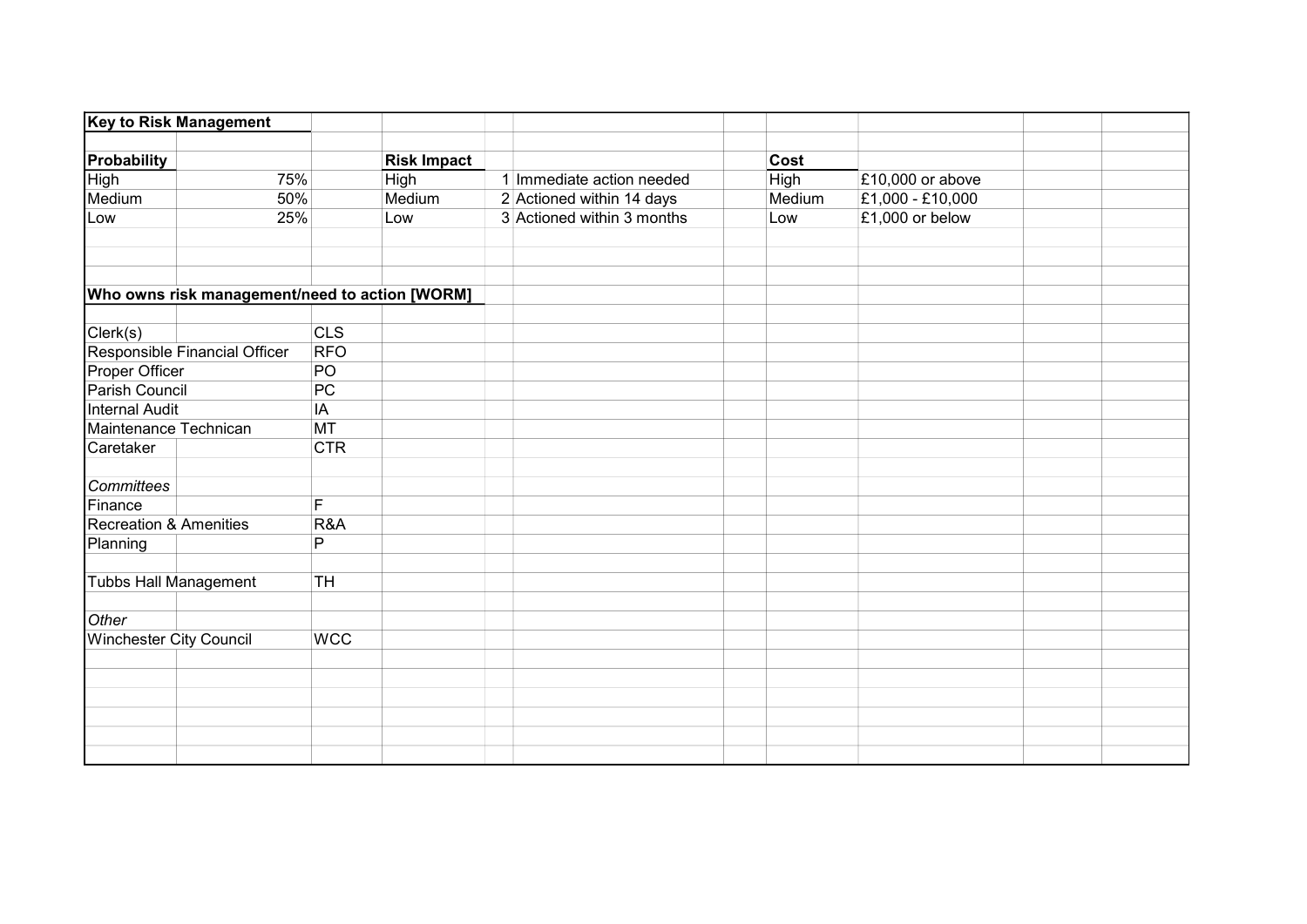## Key to Risk Management

| Probability | | | Risk Impact | | | Cost | |
|---|---|---|---|---|---|---|---|
| High | 75% | | High | 1 | Immediate action needed | High | £10,000 or above |
| Medium | 50% | | Medium | 2 | Actioned within 14 days | Medium | £1,000 - £10,000 |
| Low | 25% | | Low | 3 | Actioned within 3 months | Low | £1,000 or below |

## Who owns risk management/need to action [WORM]

| Owner | Code |
|---|---|
| Clerk(s) | CLS |
| Responsible Financial Officer | RFO |
| Proper Officer | PO |
| Parish Council | PC |
| Internal Audit | IA |
| Maintenance Technican | MT |
| Caretaker | CTR |
| *Committees* | |
| Finance | F |
| Recreation & Amenities | R&A |
| Planning | P |
| Tubbs Hall Management | TH |
| *Other* | |
| Winchester City Council | WCC |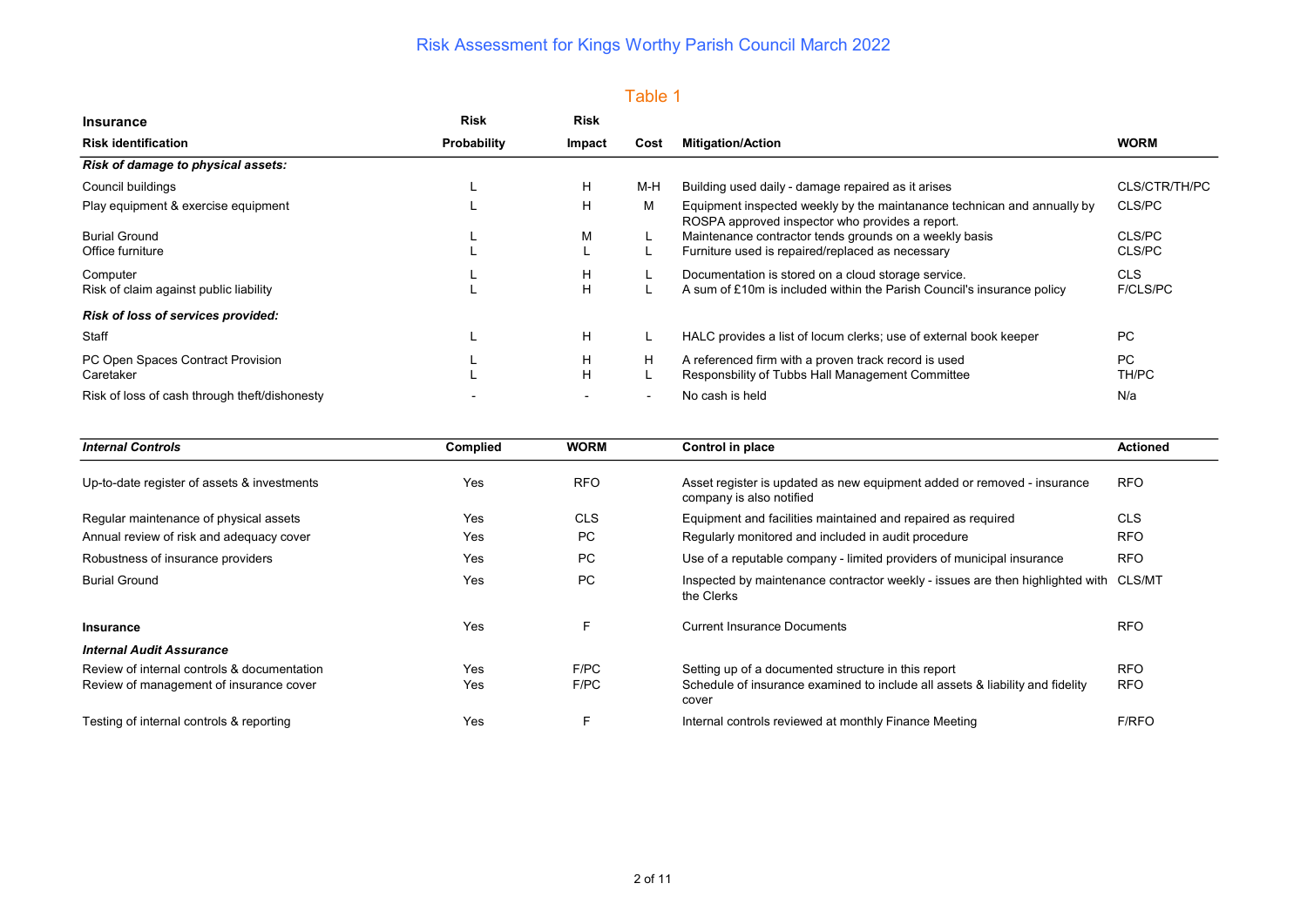# Risk Assessment for Kings Worthy Parish Council March 2022

## Table 1

| **Insurance**<br>**Risk identification** | **Risk Probability** | **Risk Impact** | **Cost** | **Mitigation/Action** | **WORM** |
|---|---|---|---|---|---|
| ***Risk of damage to physical assets:*** | | | | | |
| Council buildings | L | H | M-H | Building used daily - damage repaired as it arises | CLS/CTR/TH/PC |
| Play equipment & exercise equipment | L | H | M | Equipment inspected weekly by the maintanance technican and annually by ROSPA approved inspector who provides a report. | CLS/PC |
| Burial Ground | L | M | L | Maintenance contractor tends grounds on a weekly basis | CLS/PC |
| Office furniture | L | L | L | Furniture used is repaired/replaced as necessary | CLS/PC |
| Computer | L | H | L | Documentation is stored on a cloud storage service. | CLS |
| Risk of claim against public liability | L | H | L | A sum of £10m is included within the Parish Council's insurance policy | F/CLS/PC |
| ***Risk of loss of services provided:*** | | | | | |
| Staff | L | H | L | HALC provides a list of locum clerks; use of external book keeper | PC |
| PC Open Spaces Contract Provision | L | H | H | A referenced firm with a proven track record is used | PC |
| Caretaker | L | H | L | Responsbility of Tubbs Hall Management Committee | TH/PC |
| Risk of loss of cash through theft/dishonesty | - | - | - | No cash is held | N/a |

| ***Internal Controls*** | **Complied** | **WORM** | **Control in place** | **Actioned** |
|---|---|---|---|---|
| Up-to-date register of assets & investments | Yes | RFO | Asset register is updated as new equipment added or removed - insurance company is also notified | RFO |
| Regular maintenance of physical assets | Yes | CLS | Equipment and facilities maintained and repaired as required | CLS |
| Annual review of risk and adequacy cover | Yes | PC | Regularly monitored and included in audit procedure | RFO |
| Robustness of insurance providers | Yes | PC | Use of a reputable company - limited providers of municipal insurance | RFO |
| Burial Ground | Yes | PC | Inspected by maintenance contractor weekly - issues are then highlighted with the Clerks | CLS/MT |
| **Insurance** | Yes | F | Current Insurance Documents | RFO |
| ***Internal Audit Assurance*** | | | | |
| Review of internal controls & documentation | Yes | F/PC | Setting up of a documented structure in this report | RFO |
| Review of management of insurance cover | Yes | F/PC | Schedule of insurance examined to include all assets & liability and fidelity cover | RFO |
| Testing of internal controls & reporting | Yes | F | Internal controls reviewed at monthly Finance Meeting | F/RFO |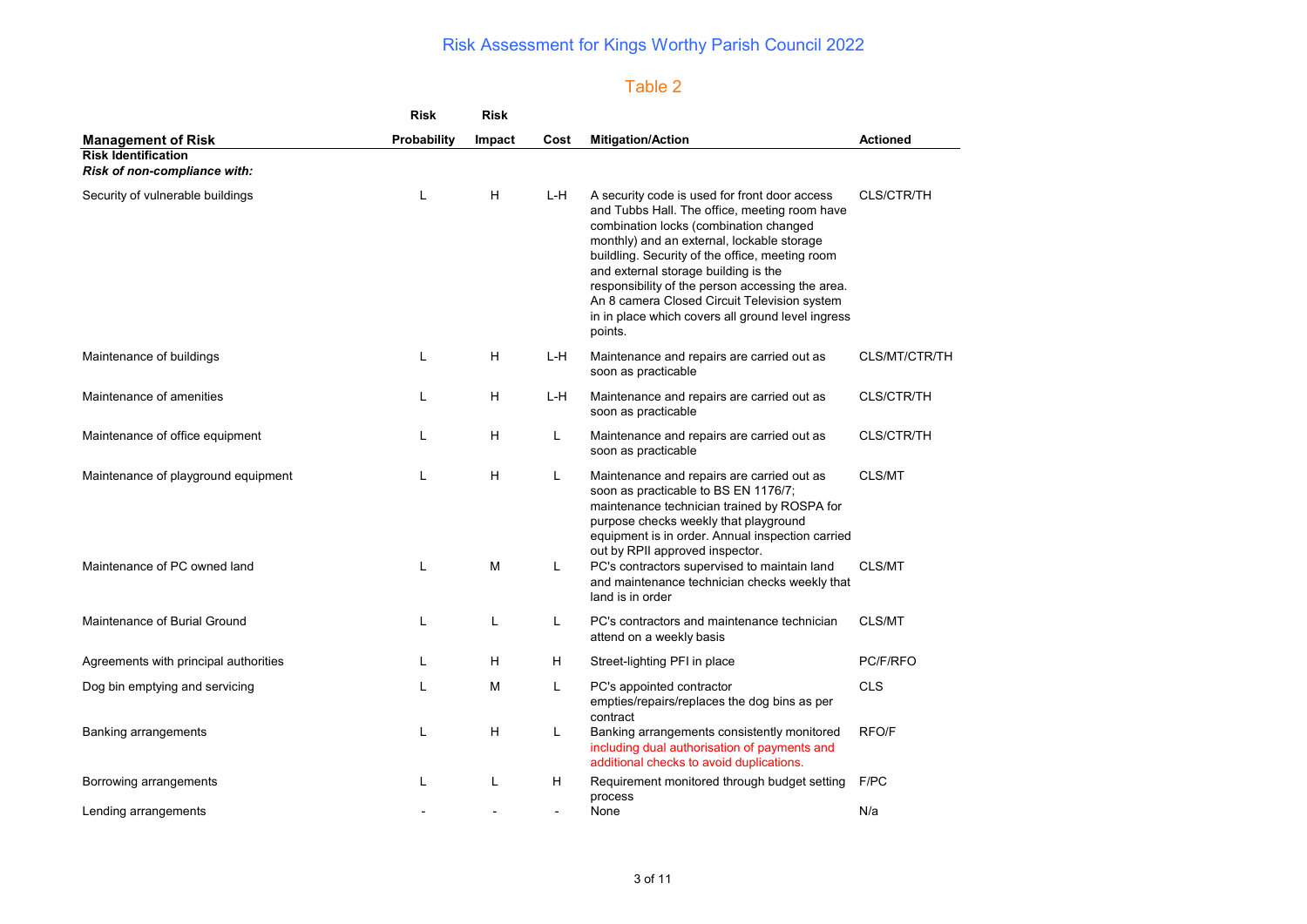# Risk Assessment for Kings Worthy Parish Council 2022

## Table 2

| Management of Risk | Risk Probability | Risk Impact | Cost | Mitigation/Action | Actioned |
|---|---|---|---|---|---|
| **Risk Identification** | | | | | |
| ***Risk of non-compliance with:*** | | | | | |
| Security of vulnerable buildings | L | H | L-H | A security code is used for front door access and Tubbs Hall. The office, meeting room have combination locks (combination changed monthly) and an external, lockable storage buildling. Security of the office, meeting room and external storage building is the responsibility of the person accessing the area. An 8 camera Closed Circuit Television system in in place which covers all ground level ingress points. | CLS/CTR/TH |
| Maintenance of buildings | L | H | L-H | Maintenance and repairs are carried out as soon as practicable | CLS/MT/CTR/TH |
| Maintenance of amenities | L | H | L-H | Maintenance and repairs are carried out as soon as practicable | CLS/CTR/TH |
| Maintenance of office equipment | L | H | L | Maintenance and repairs are carried out as soon as practicable | CLS/CTR/TH |
| Maintenance of playground equipment | L | H | L | Maintenance and repairs are carried out as soon as practicable to BS EN 1176/7; maintenance technician trained by ROSPA for purpose checks weekly that playground equipment is in order. Annual inspection carried out by RPII approved inspector. | CLS/MT |
| Maintenance of PC owned land | L | M | L | PC's contractors supervised to maintain land and maintenance technician checks weekly that land is in order | CLS/MT |
| Maintenance of Burial Ground | L | L | L | PC's contractors and maintenance technician attend on a weekly basis | CLS/MT |
| Agreements with principal authorities | L | H | H | Street-lighting PFI in place | PC/F/RFO |
| Dog bin emptying and servicing | L | M | L | PC's appointed contractor empties/repairs/replaces the dog bins as per contract | CLS |
| Banking arrangements | L | H | L | Banking arrangements consistently monitored including dual authorisation of payments and additional checks to avoid duplications. | RFO/F |
| Borrowing arrangements | L | L | H | Requirement monitored through budget setting process | F/PC |
| Lending arrangements | - | - | - | None | N/a |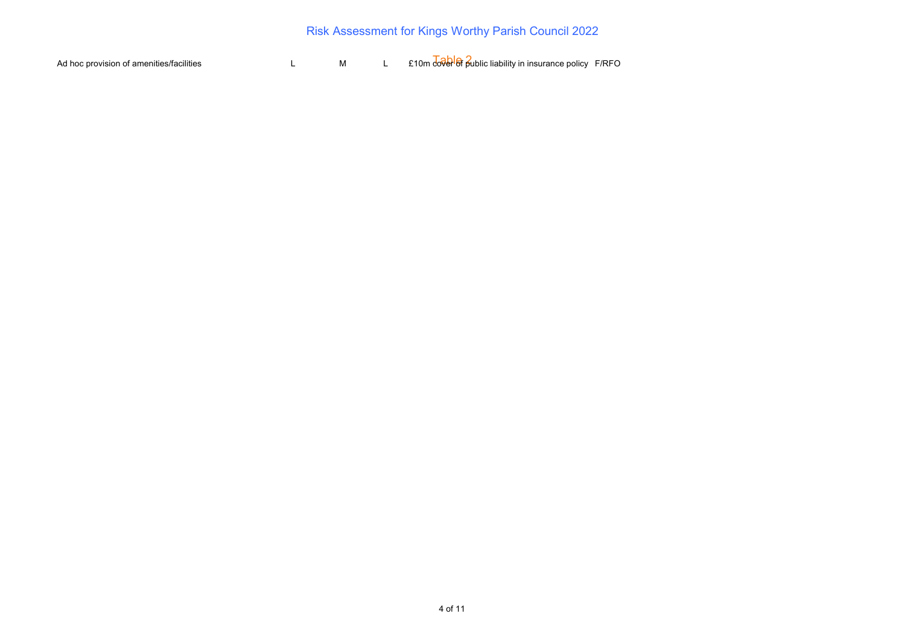# Risk Assessment for Kings Worthy Parish Council 2022

Table 2

| | | | | | |
|---|---|---|---|---|---|
| Ad hoc provision of amenities/facilities | L | M | L | £10m cover of public liability in insurance policy | F/RFO |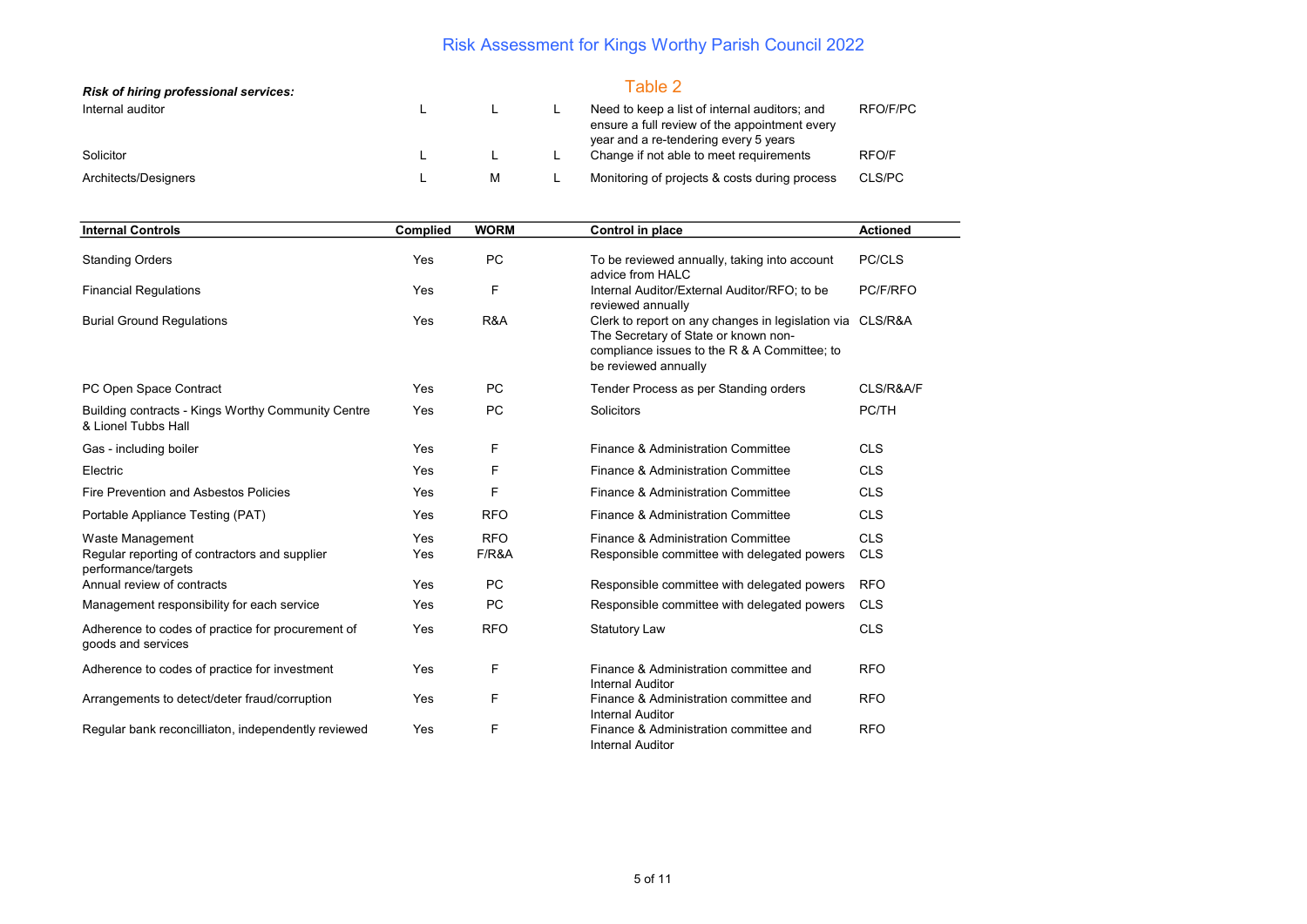# Risk Assessment for Kings Worthy Parish Council 2022

## Table 2

| *Risk of hiring professional services:* | | | | | |
|---|---|---|---|---|---|
| Internal auditor | L | L | L | Need to keep a list of internal auditors; and ensure a full review of the appointment every year and a re-tendering every 5 years | RFO/F/PC |
| Solicitor | L | L | L | Change if not able to meet requirements | RFO/F |
| Architects/Designers | L | M | L | Monitoring of projects & costs during process | CLS/PC |

| Internal Controls | Complied | WORM | Control in place | Actioned |
|---|---|---|---|---|
| Standing Orders | Yes | PC | To be reviewed annually, taking into account advice from HALC | PC/CLS |
| Financial Regulations | Yes | F | Internal Auditor/External Auditor/RFO; to be reviewed annually | PC/F/RFO |
| Burial Ground Regulations | Yes | R&A | Clerk to report on any changes in legislation via The Secretary of State or known non-compliance issues to the R & A Committee; to be reviewed annually | CLS/R&A |
| PC Open Space Contract | Yes | PC | Tender Process as per Standing orders | CLS/R&A/F |
| Building contracts - Kings Worthy Community Centre & Lionel Tubbs Hall | Yes | PC | Solicitors | PC/TH |
| Gas - including boiler | Yes | F | Finance & Administration Committee | CLS |
| Electric | Yes | F | Finance & Administration Committee | CLS |
| Fire Prevention and Asbestos Policies | Yes | F | Finance & Administration Committee | CLS |
| Portable Appliance Testing (PAT) | Yes | RFO | Finance & Administration Committee | CLS |
| Waste Management | Yes | RFO | Finance & Administration Committee | CLS |
| Regular reporting of contractors and supplier performance/targets | Yes | F/R&A | Responsible committee with delegated powers | CLS |
| Annual review of contracts | Yes | PC | Responsible committee with delegated powers | RFO |
| Management responsibility for each service | Yes | PC | Responsible committee with delegated powers | CLS |
| Adherence to codes of practice for procurement of goods and services | Yes | RFO | Statutory Law | CLS |
| Adherence to codes of practice for investment | Yes | F | Finance & Administration committee and Internal Auditor | RFO |
| Arrangements to detect/deter fraud/corruption | Yes | F | Finance & Administration committee and Internal Auditor | RFO |
| Regular bank reconcilliaton, independently reviewed | Yes | F | Finance & Administration committee and Internal Auditor | RFO |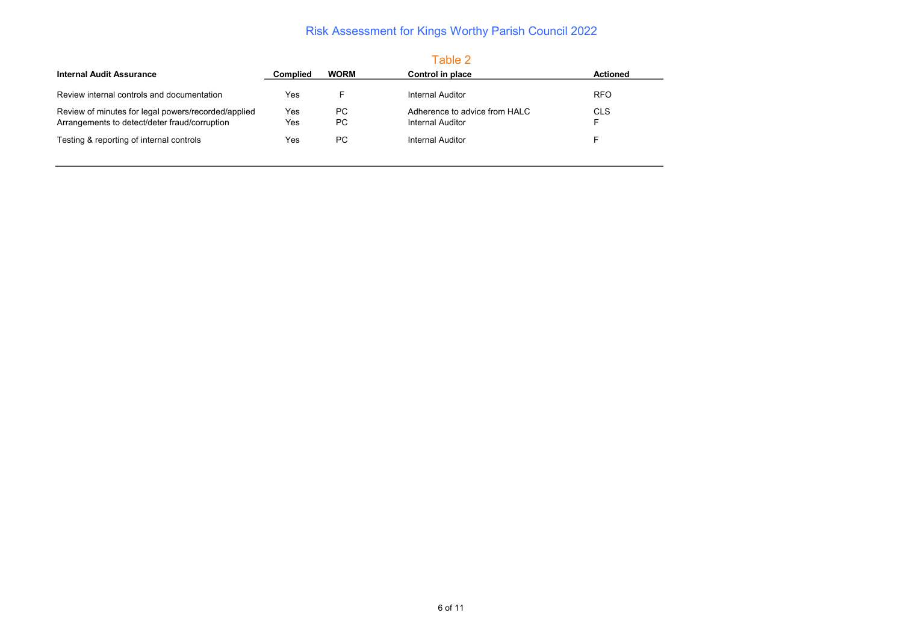# Risk Assessment for Kings Worthy Parish Council 2022

## Table 2

| Internal Audit Assurance | Complied | WORM | Control in place | Actioned |
| --- | --- | --- | --- | --- |
| Review internal controls and documentation | Yes | F | Internal Auditor | RFO |
| Review of minutes for legal powers/recorded/applied | Yes | PC | Adherence to advice from HALC | CLS |
| Arrangements to detect/deter fraud/corruption | Yes | PC | Internal Auditor | F |
| Testing & reporting of internal controls | Yes | PC | Internal Auditor | F |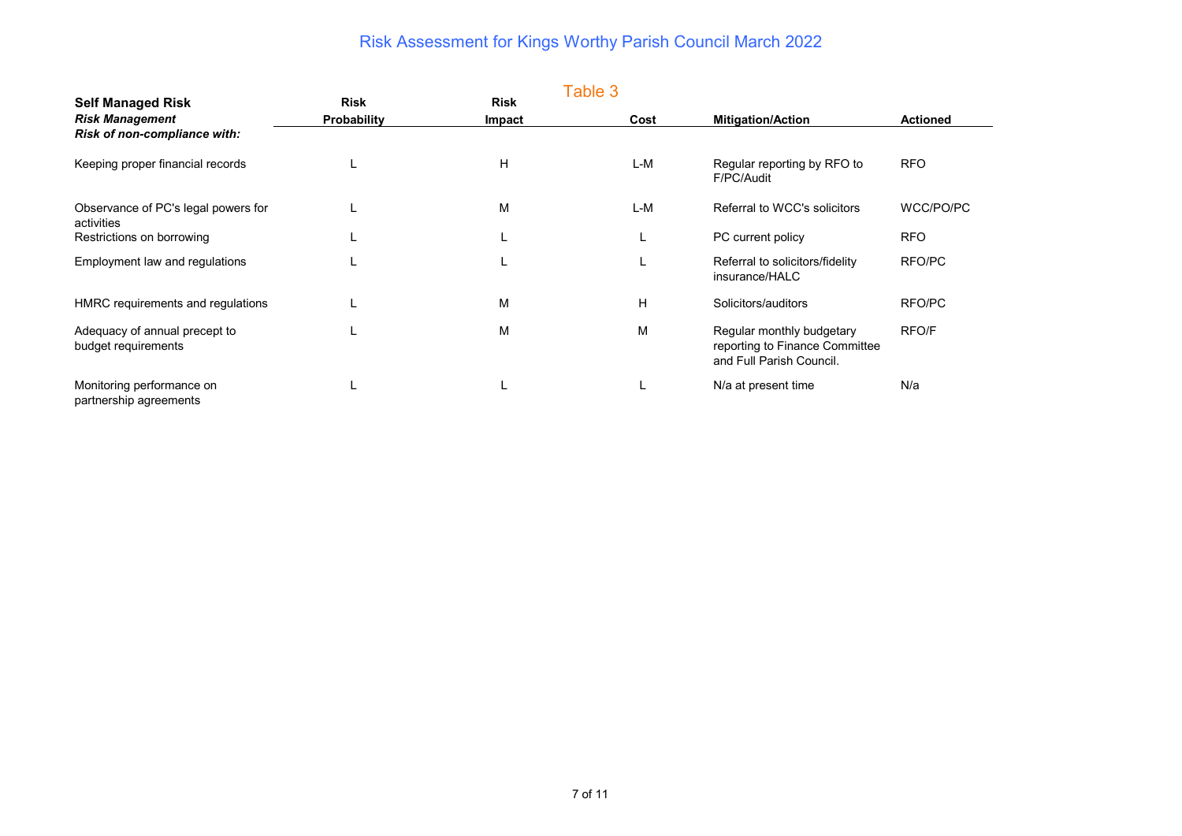# Risk Assessment for Kings Worthy Parish Council March 2022

## Table 3

| **Self Managed Risk**<br>***Risk Management***<br>***Risk of non-compliance with:*** | **Risk Probability** | **Risk Impact** | **Cost** | **Mitigation/Action** | **Actioned** |
|---|---|---|---|---|---|
| Keeping proper financial records | L | H | L-M | Regular reporting by RFO to F/PC/Audit | RFO |
| Observance of PC's legal powers for activities | L | M | L-M | Referral to WCC's solicitors | WCC/PO/PC |
| Restrictions on borrowing | L | L | L | PC current policy | RFO |
| Employment law and regulations | L | L | L | Referral to solicitors/fidelity insurance/HALC | RFO/PC |
| HMRC requirements and regulations | L | M | H | Solicitors/auditors | RFO/PC |
| Adequacy of annual precept to budget requirements | L | M | M | Regular monthly budgetary reporting to Finance Committee and Full Parish Council. | RFO/F |
| Monitoring performance on partnership agreements | L | L | L | N/a at present time | N/a |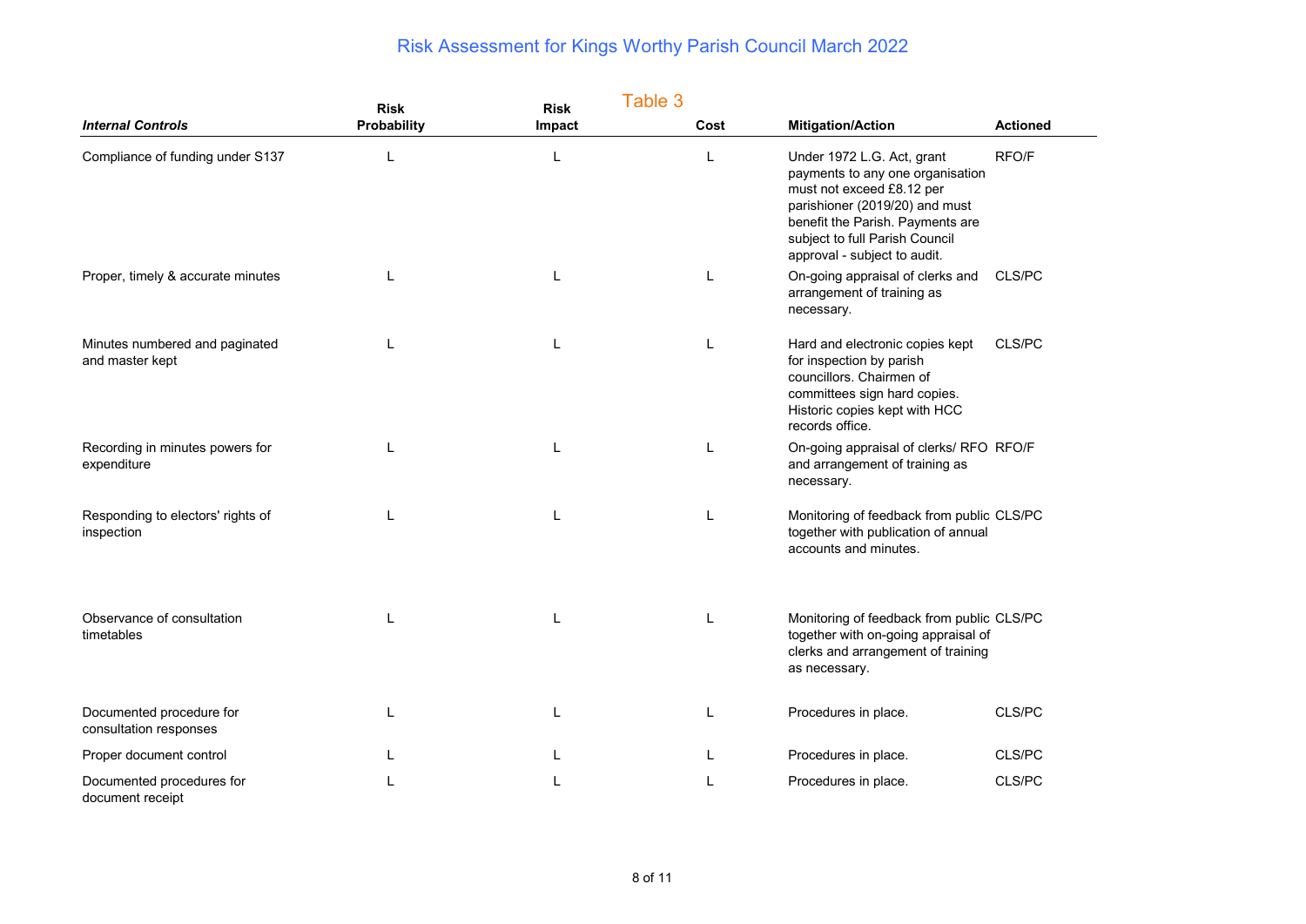# Risk Assessment for Kings Worthy Parish Council March 2022

## Table 3

| *Internal Controls* | Risk Probability | Risk Impact | Cost | Mitigation/Action | Actioned |
|---|---|---|---|---|---|
| Compliance of funding under S137 | L | L | L | Under 1972 L.G. Act, grant payments to any one organisation must not exceed £8.12 per parishioner (2019/20) and must benefit the Parish. Payments are subject to full Parish Council approval - subject to audit. | RFO/F |
| Proper, timely & accurate minutes | L | L | L | On-going appraisal of clerks and arrangement of training as necessary. | CLS/PC |
| Minutes numbered and paginated and master kept | L | L | L | Hard and electronic copies kept for inspection by parish councillors. Chairmen of committees sign hard copies. Historic copies kept with HCC records office. | CLS/PC |
| Recording in minutes powers for expenditure | L | L | L | On-going appraisal of clerks/ RFO and arrangement of training as necessary. | RFO/F |
| Responding to electors' rights of inspection | L | L | L | Monitoring of feedback from public together with publication of annual accounts and minutes. | CLS/PC |
| Observance of consultation timetables | L | L | L | Monitoring of feedback from public together with on-going appraisal of clerks and arrangement of training as necessary. | CLS/PC |
| Documented procedure for consultation responses | L | L | L | Procedures in place. | CLS/PC |
| Proper document control | L | L | L | Procedures in place. | CLS/PC |
| Documented procedures for document receipt | L | L | L | Procedures in place. | CLS/PC |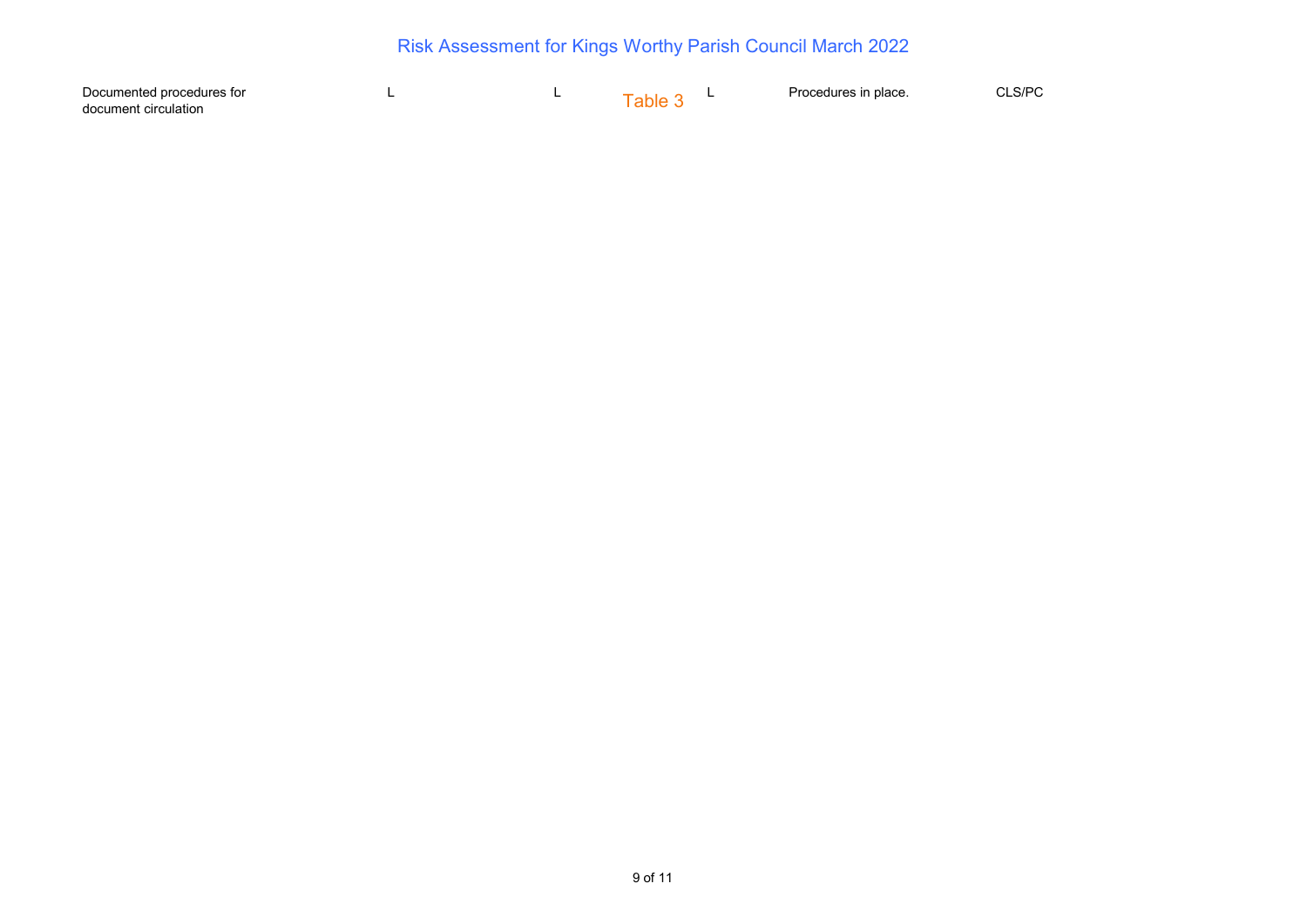Table 3

| | | | | | |
|---|---|---|---|---|---|
| Documented procedures for document circulation | L | L | L | Procedures in place. | CLS/PC |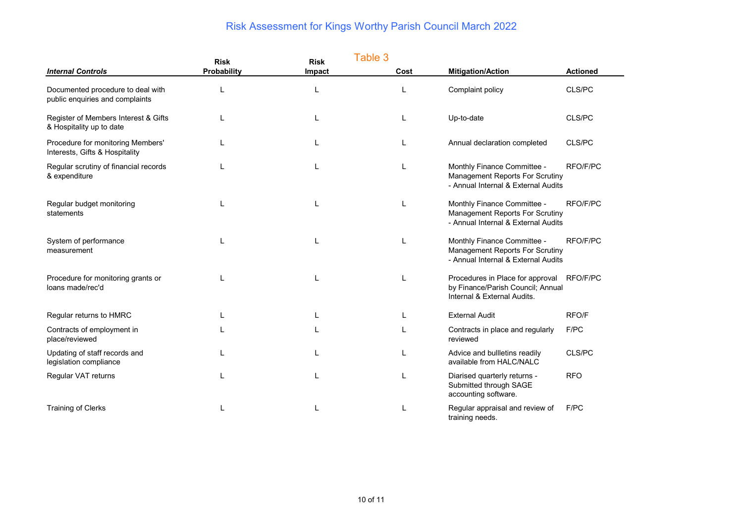# Risk Assessment for Kings Worthy Parish Council March 2022

## Table 3

| *Internal Controls* | Risk Probability | Risk Impact | Cost | Mitigation/Action | Actioned |
|---|---|---|---|---|---|
| Documented procedure to deal with public enquiries and complaints | L | L | L | Complaint policy | CLS/PC |
| Register of Members Interest & Gifts & Hospitality up to date | L | L | L | Up-to-date | CLS/PC |
| Procedure for monitoring Members' Interests, Gifts & Hospitality | L | L | L | Annual declaration completed | CLS/PC |
| Regular scrutiny of financial records & expenditure | L | L | L | Monthly Finance Committee - Management Reports For Scrutiny - Annual Internal & External Audits | RFO/F/PC |
| Regular budget monitoring statements | L | L | L | Monthly Finance Committee - Management Reports For Scrutiny - Annual Internal & External Audits | RFO/F/PC |
| System of performance measurement | L | L | L | Monthly Finance Committee - Management Reports For Scrutiny - Annual Internal & External Audits | RFO/F/PC |
| Procedure for monitoring grants or loans made/rec'd | L | L | L | Procedures in Place for approval by Finance/Parish Council; Annual Internal & External Audits. | RFO/F/PC |
| Regular returns to HMRC | L | L | L | External Audit | RFO/F |
| Contracts of employment in place/reviewed | L | L | L | Contracts in place and regularly reviewed | F/PC |
| Updating of staff records and legislation compliance | L | L | L | Advice and bullletins readily available from HALC/NALC | CLS/PC |
| Regular VAT returns | L | L | L | Diarised quarterly returns - Submitted through SAGE accounting software. | RFO |
| Training of Clerks | L | L | L | Regular appraisal and review of training needs. | F/PC |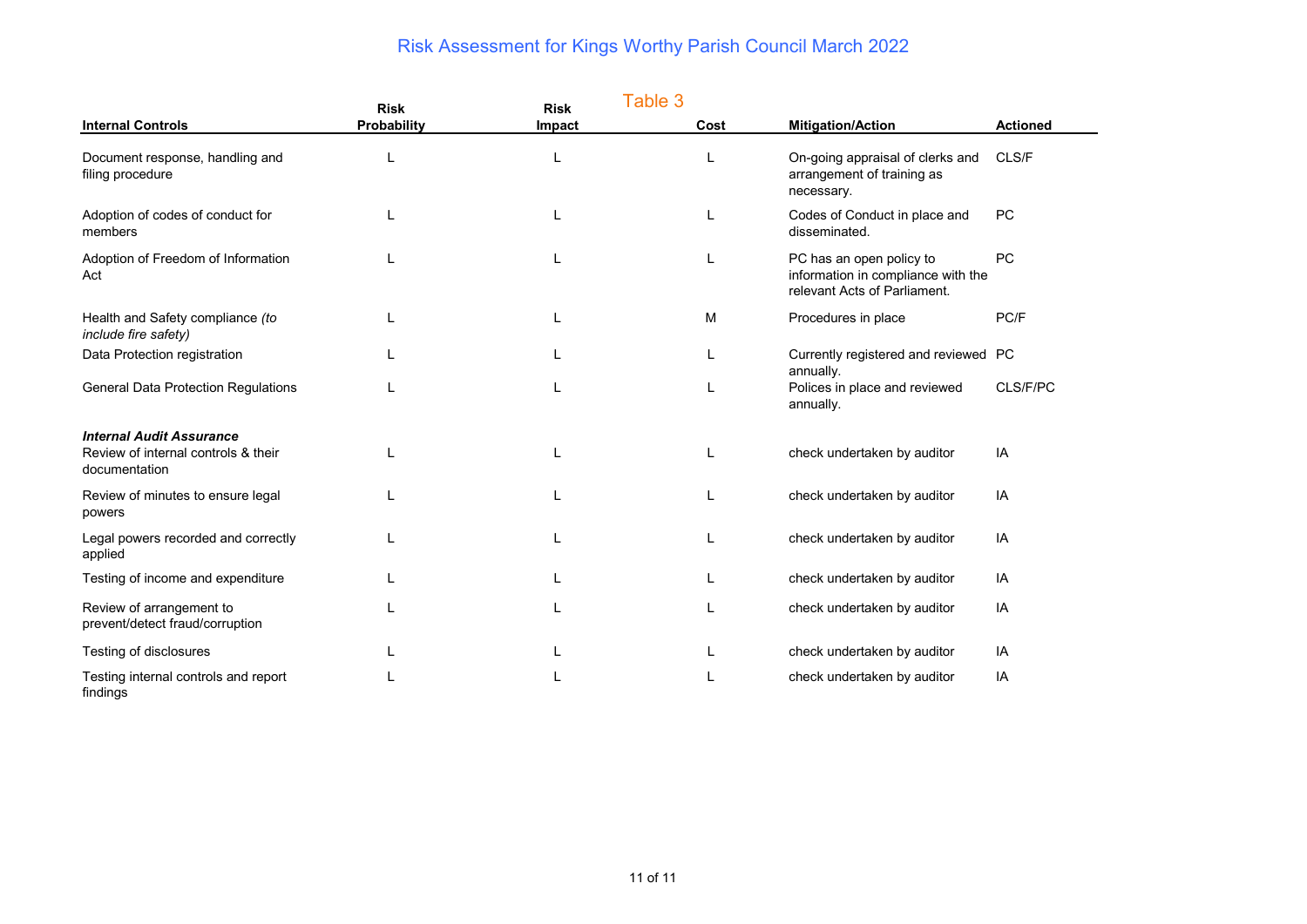# Risk Assessment for Kings Worthy Parish Council March 2022

Table 3

| Internal Controls | Risk Probability | Risk Impact | Cost | Mitigation/Action | Actioned |
|---|---|---|---|---|---|
| Document response, handling and filing procedure | L | L | L | On-going appraisal of clerks and arrangement of training as necessary. | CLS/F |
| Adoption of codes of conduct for members | L | L | L | Codes of Conduct in place and disseminated. | PC |
| Adoption of Freedom of Information Act | L | L | L | PC has an open policy to information in compliance with the relevant Acts of Parliament. | PC |
| Health and Safety compliance *(to include fire safety)* | L | L | M | Procedures in place | PC/F |
| Data Protection registration | L | L | L | Currently registered and reviewed annually. | PC |
| General Data Protection Regulations | L | L | L | Polices in place and reviewed annually. | CLS/F/PC |
| ***Internal Audit Assurance*** | | | | | |
| Review of internal controls & their documentation | L | L | L | check undertaken by auditor | IA |
| Review of minutes to ensure legal powers | L | L | L | check undertaken by auditor | IA |
| Legal powers recorded and correctly applied | L | L | L | check undertaken by auditor | IA |
| Testing of income and expenditure | L | L | L | check undertaken by auditor | IA |
| Review of arrangement to prevent/detect fraud/corruption | L | L | L | check undertaken by auditor | IA |
| Testing of disclosures | L | L | L | check undertaken by auditor | IA |
| Testing internal controls and report findings | L | L | L | check undertaken by auditor | IA |